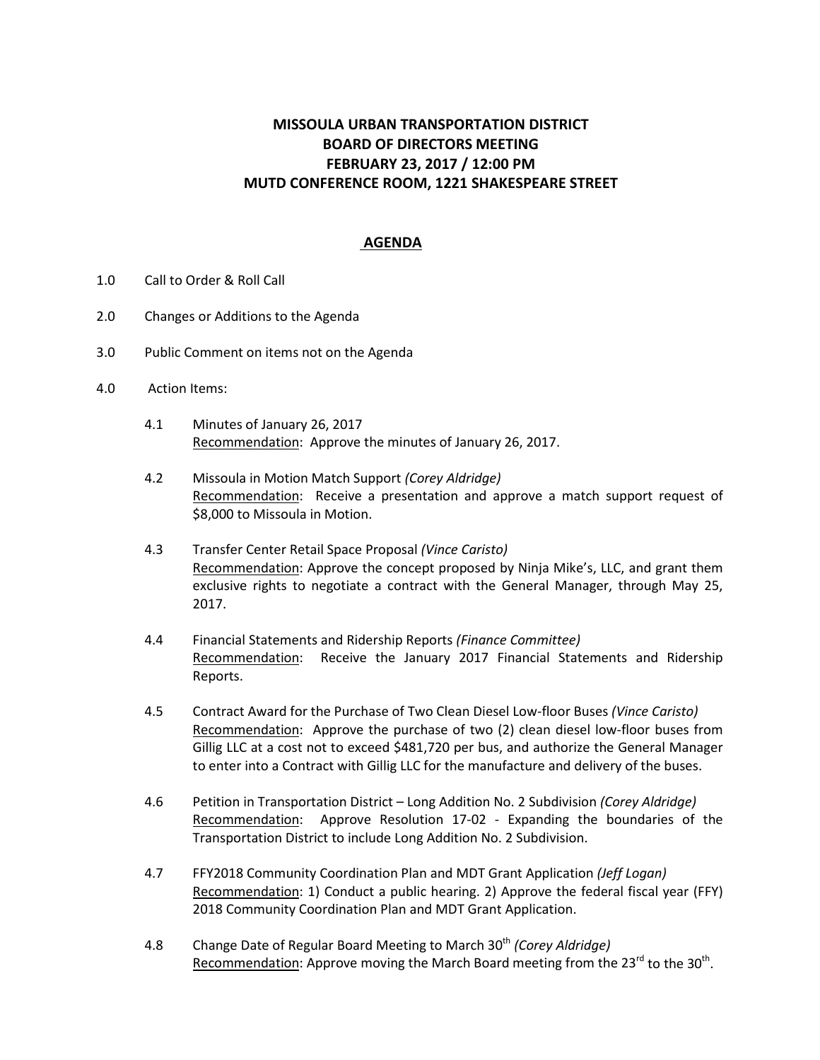# MISSOULA URBAN TRANSPORTATION DISTRICT
# BOARD OF DIRECTORS MEETING
# FEBRUARY 23, 2017 / 12:00 PM
# MUTD CONFERENCE ROOM, 1221 SHAKESPEARE STREET

## AGENDA

1.0 Call to Order & Roll Call

2.0 Changes or Additions to the Agenda

3.0 Public Comment on items not on the Agenda

4.0 Action Items:

4.1 Minutes of January 26, 2017
Recommendation: Approve the minutes of January 26, 2017.

4.2 Missoula in Motion Match Support *(Corey Aldridge)*
Recommendation: Receive a presentation and approve a match support request of $8,000 to Missoula in Motion.

4.3 Transfer Center Retail Space Proposal *(Vince Caristo)*
Recommendation: Approve the concept proposed by Ninja Mike's, LLC, and grant them exclusive rights to negotiate a contract with the General Manager, through May 25, 2017.

4.4 Financial Statements and Ridership Reports *(Finance Committee)*
Recommendation: Receive the January 2017 Financial Statements and Ridership Reports.

4.5 Contract Award for the Purchase of Two Clean Diesel Low-floor Buses *(Vince Caristo)*
Recommendation: Approve the purchase of two (2) clean diesel low-floor buses from Gillig LLC at a cost not to exceed $481,720 per bus, and authorize the General Manager to enter into a Contract with Gillig LLC for the manufacture and delivery of the buses.

4.6 Petition in Transportation District – Long Addition No. 2 Subdivision *(Corey Aldridge)*
Recommendation: Approve Resolution 17-02 - Expanding the boundaries of the Transportation District to include Long Addition No. 2 Subdivision.

4.7 FFY2018 Community Coordination Plan and MDT Grant Application *(Jeff Logan)*
Recommendation: 1) Conduct a public hearing. 2) Approve the federal fiscal year (FFY) 2018 Community Coordination Plan and MDT Grant Application.

4.8 Change Date of Regular Board Meeting to March 30th *(Corey Aldridge)*
Recommendation: Approve moving the March Board meeting from the 23rd to the 30th.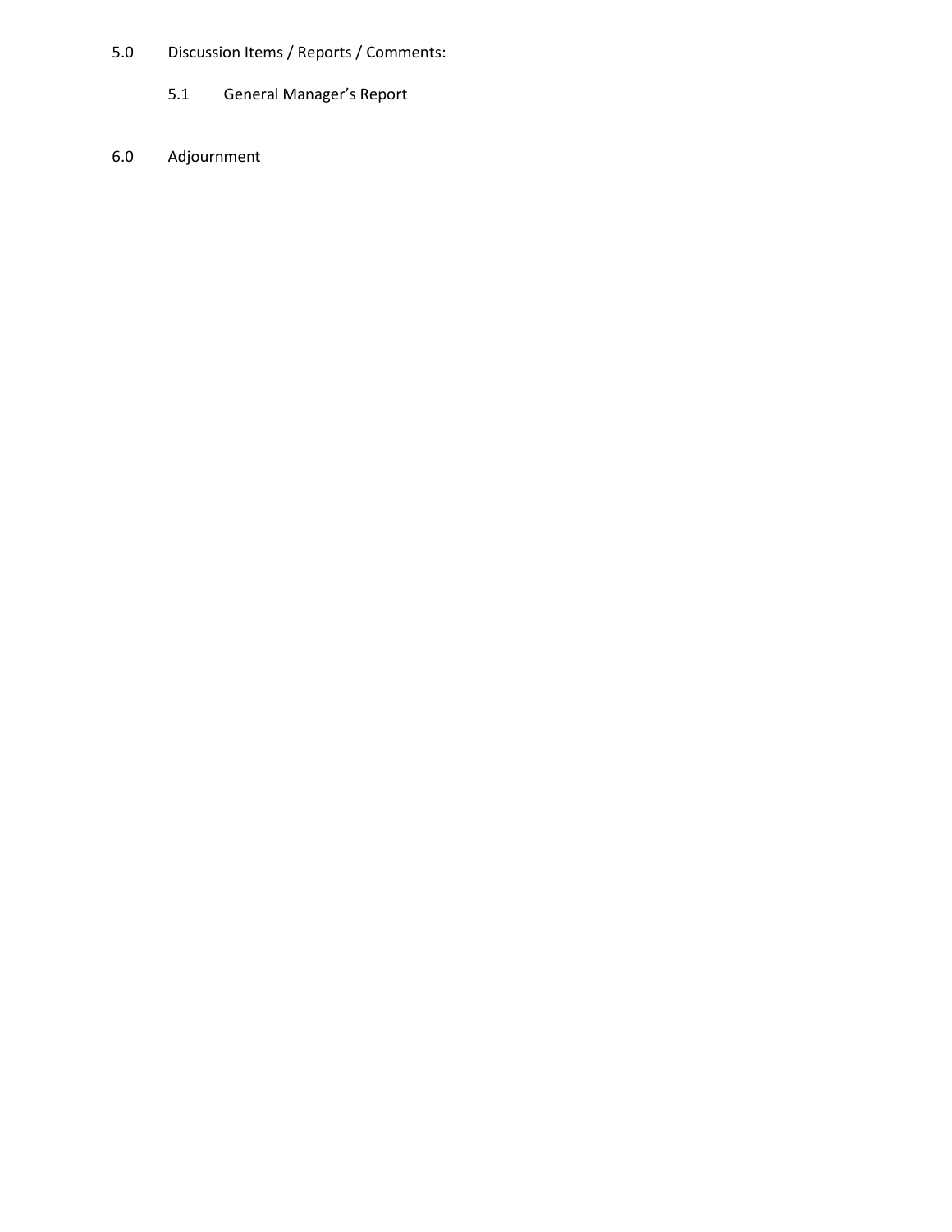5.0 Discussion Items / Reports / Comments:

5.1 General Manager's Report

6.0 Adjournment